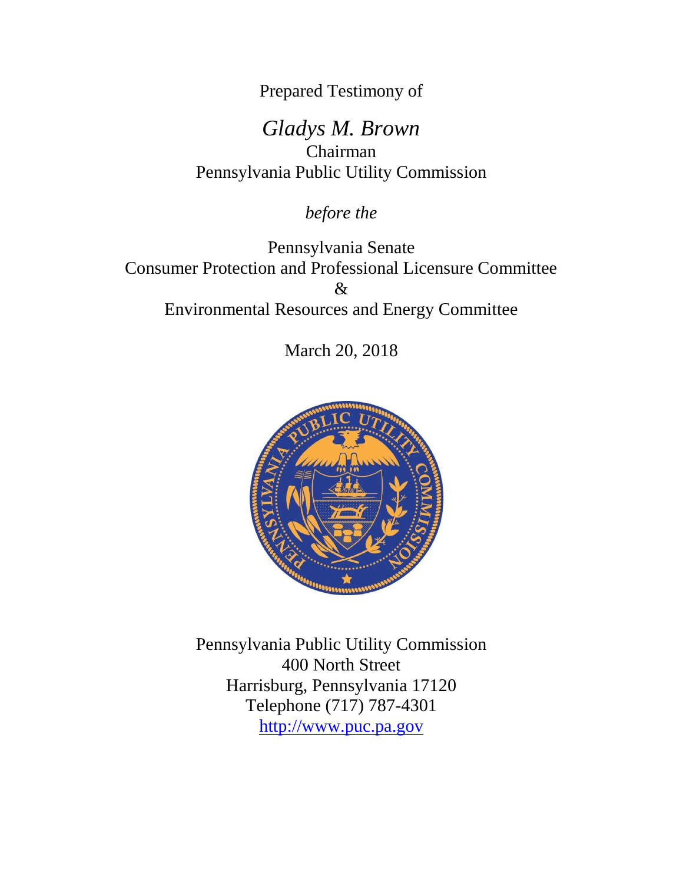Prepared Testimony of

# *Gladys M. Brown*

Chairman
Pennsylvania Public Utility Commission

*before the*

Pennsylvania Senate
Consumer Protection and Professional Licensure Committee
&
Environmental Resources and Energy Committee

March 20, 2018

Pennsylvania Public Utility Commission
400 North Street
Harrisburg, Pennsylvania 17120
Telephone (717) 787-4301
http://www.puc.pa.gov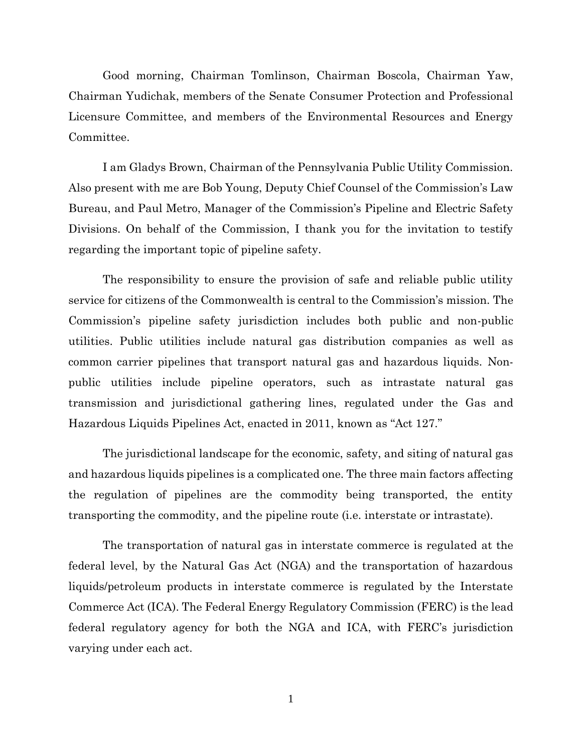Good morning, Chairman Tomlinson, Chairman Boscola, Chairman Yaw, Chairman Yudichak, members of the Senate Consumer Protection and Professional Licensure Committee, and members of the Environmental Resources and Energy Committee.

I am Gladys Brown, Chairman of the Pennsylvania Public Utility Commission. Also present with me are Bob Young, Deputy Chief Counsel of the Commission's Law Bureau, and Paul Metro, Manager of the Commission's Pipeline and Electric Safety Divisions. On behalf of the Commission, I thank you for the invitation to testify regarding the important topic of pipeline safety.

The responsibility to ensure the provision of safe and reliable public utility service for citizens of the Commonwealth is central to the Commission's mission. The Commission's pipeline safety jurisdiction includes both public and non-public utilities. Public utilities include natural gas distribution companies as well as common carrier pipelines that transport natural gas and hazardous liquids. Non-public utilities include pipeline operators, such as intrastate natural gas transmission and jurisdictional gathering lines, regulated under the Gas and Hazardous Liquids Pipelines Act, enacted in 2011, known as "Act 127."

The jurisdictional landscape for the economic, safety, and siting of natural gas and hazardous liquids pipelines is a complicated one. The three main factors affecting the regulation of pipelines are the commodity being transported, the entity transporting the commodity, and the pipeline route (i.e. interstate or intrastate).

The transportation of natural gas in interstate commerce is regulated at the federal level, by the Natural Gas Act (NGA) and the transportation of hazardous liquids/petroleum products in interstate commerce is regulated by the Interstate Commerce Act (ICA). The Federal Energy Regulatory Commission (FERC) is the lead federal regulatory agency for both the NGA and ICA, with FERC's jurisdiction varying under each act.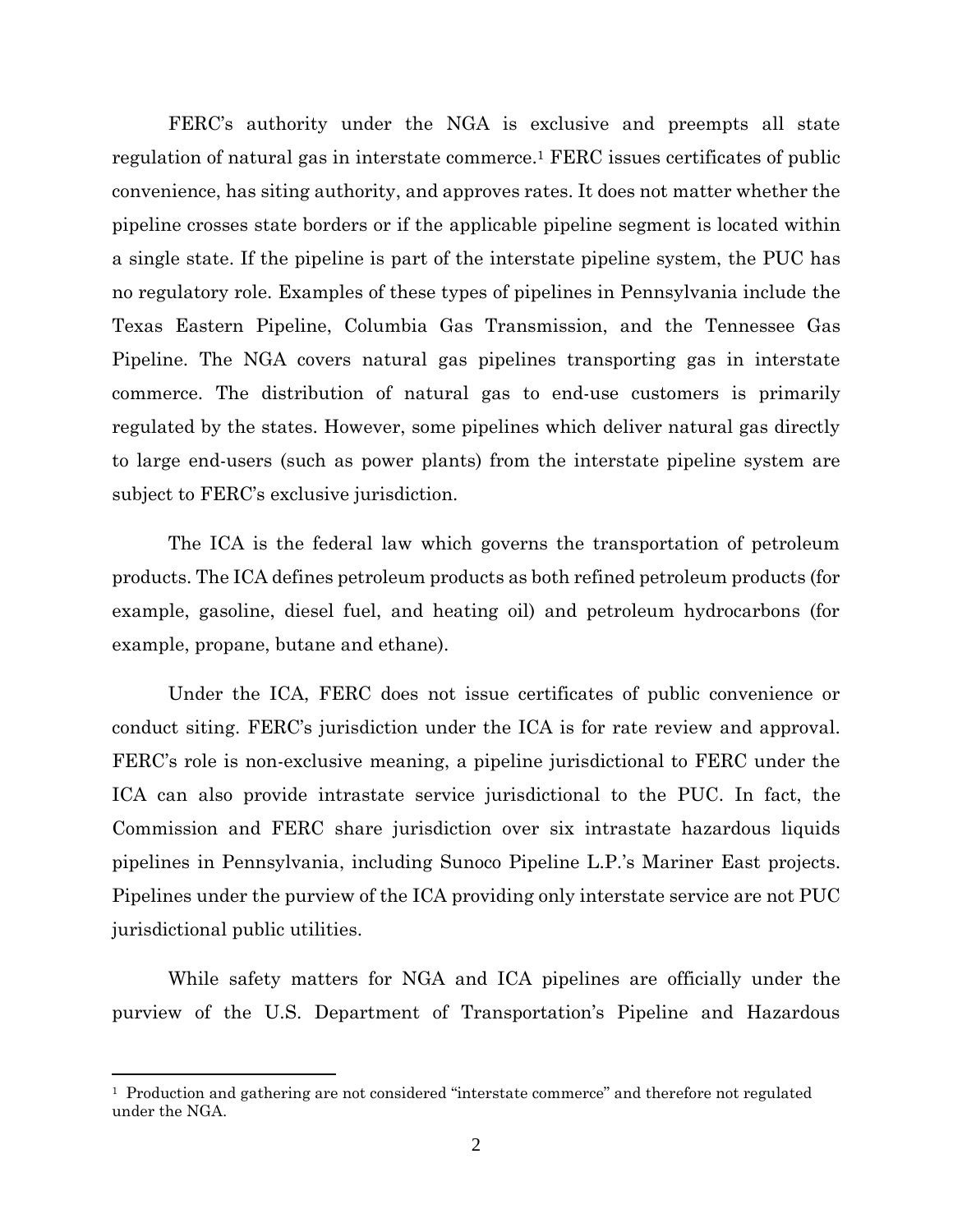FERC's authority under the NGA is exclusive and preempts all state regulation of natural gas in interstate commerce.[1] FERC issues certificates of public convenience, has siting authority, and approves rates. It does not matter whether the pipeline crosses state borders or if the applicable pipeline segment is located within a single state. If the pipeline is part of the interstate pipeline system, the PUC has no regulatory role. Examples of these types of pipelines in Pennsylvania include the Texas Eastern Pipeline, Columbia Gas Transmission, and the Tennessee Gas Pipeline. The NGA covers natural gas pipelines transporting gas in interstate commerce. The distribution of natural gas to end-use customers is primarily regulated by the states. However, some pipelines which deliver natural gas directly to large end-users (such as power plants) from the interstate pipeline system are subject to FERC's exclusive jurisdiction.

The ICA is the federal law which governs the transportation of petroleum products. The ICA defines petroleum products as both refined petroleum products (for example, gasoline, diesel fuel, and heating oil) and petroleum hydrocarbons (for example, propane, butane and ethane).

Under the ICA, FERC does not issue certificates of public convenience or conduct siting. FERC's jurisdiction under the ICA is for rate review and approval. FERC's role is non-exclusive meaning, a pipeline jurisdictional to FERC under the ICA can also provide intrastate service jurisdictional to the PUC. In fact, the Commission and FERC share jurisdiction over six intrastate hazardous liquids pipelines in Pennsylvania, including Sunoco Pipeline L.P.'s Mariner East projects. Pipelines under the purview of the ICA providing only interstate service are not PUC jurisdictional public utilities.

While safety matters for NGA and ICA pipelines are officially under the purview of the U.S. Department of Transportation's Pipeline and Hazardous

---

[1] Production and gathering are not considered "interstate commerce" and therefore not regulated under the NGA.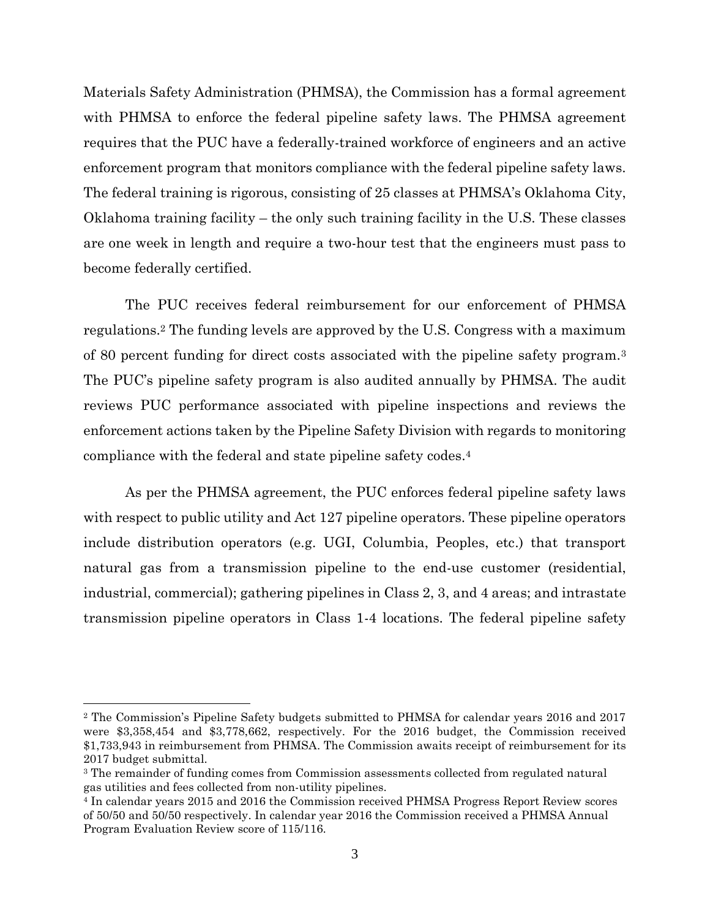Materials Safety Administration (PHMSA), the Commission has a formal agreement with PHMSA to enforce the federal pipeline safety laws. The PHMSA agreement requires that the PUC have a federally-trained workforce of engineers and an active enforcement program that monitors compliance with the federal pipeline safety laws. The federal training is rigorous, consisting of 25 classes at PHMSA's Oklahoma City, Oklahoma training facility – the only such training facility in the U.S. These classes are one week in length and require a two-hour test that the engineers must pass to become federally certified.

The PUC receives federal reimbursement for our enforcement of PHMSA regulations.[2] The funding levels are approved by the U.S. Congress with a maximum of 80 percent funding for direct costs associated with the pipeline safety program.[3] The PUC's pipeline safety program is also audited annually by PHMSA. The audit reviews PUC performance associated with pipeline inspections and reviews the enforcement actions taken by the Pipeline Safety Division with regards to monitoring compliance with the federal and state pipeline safety codes.[4]

As per the PHMSA agreement, the PUC enforces federal pipeline safety laws with respect to public utility and Act 127 pipeline operators. These pipeline operators include distribution operators (e.g. UGI, Columbia, Peoples, etc.) that transport natural gas from a transmission pipeline to the end-use customer (residential, industrial, commercial); gathering pipelines in Class 2, 3, and 4 areas; and intrastate transmission pipeline operators in Class 1-4 locations. The federal pipeline safety

---

[2] The Commission's Pipeline Safety budgets submitted to PHMSA for calendar years 2016 and 2017 were $3,358,454 and $3,778,662, respectively. For the 2016 budget, the Commission received $1,733,943 in reimbursement from PHMSA. The Commission awaits receipt of reimbursement for its 2017 budget submittal.

[3] The remainder of funding comes from Commission assessments collected from regulated natural gas utilities and fees collected from non-utility pipelines.

[4] In calendar years 2015 and 2016 the Commission received PHMSA Progress Report Review scores of 50/50 and 50/50 respectively. In calendar year 2016 the Commission received a PHMSA Annual Program Evaluation Review score of 115/116.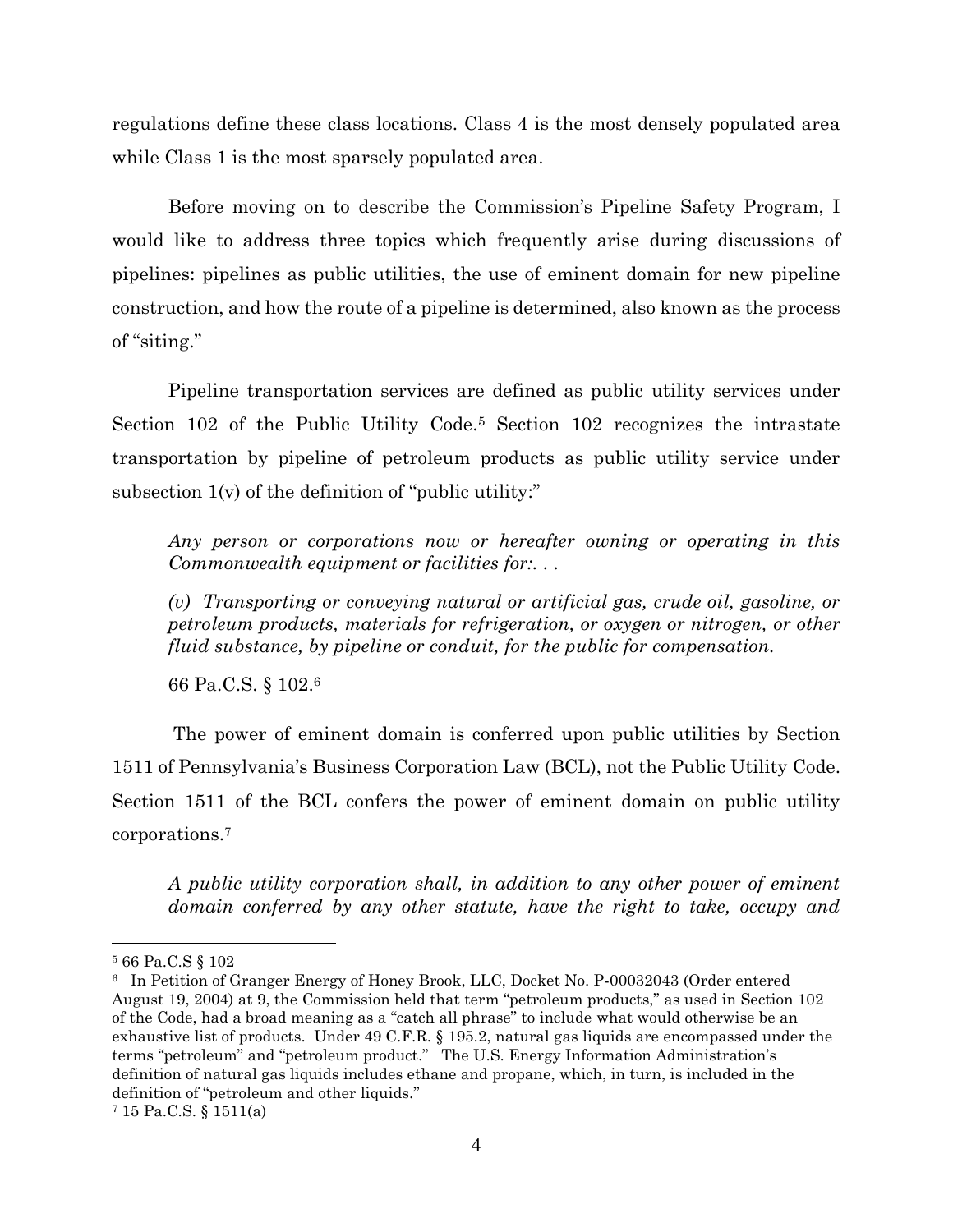regulations define these class locations. Class 4 is the most densely populated area while Class 1 is the most sparsely populated area.

Before moving on to describe the Commission's Pipeline Safety Program, I would like to address three topics which frequently arise during discussions of pipelines: pipelines as public utilities, the use of eminent domain for new pipeline construction, and how the route of a pipeline is determined, also known as the process of "siting."

Pipeline transportation services are defined as public utility services under Section 102 of the Public Utility Code.[5] Section 102 recognizes the intrastate transportation by pipeline of petroleum products as public utility service under subsection 1(v) of the definition of "public utility:"

> *Any person or corporations now or hereafter owning or operating in this Commonwealth equipment or facilities for:. . .*
>
> *(v) Transporting or conveying natural or artificial gas, crude oil, gasoline, or petroleum products, materials for refrigeration, or oxygen or nitrogen, or other fluid substance, by pipeline or conduit, for the public for compensation.*
>
> 66 Pa.C.S. § 102.[6]

The power of eminent domain is conferred upon public utilities by Section 1511 of Pennsylvania's Business Corporation Law (BCL), not the Public Utility Code. Section 1511 of the BCL confers the power of eminent domain on public utility corporations.[7]

> *A public utility corporation shall, in addition to any other power of eminent domain conferred by any other statute, have the right to take, occupy and*

---

[5] 66 Pa.C.S § 102

[6] In Petition of Granger Energy of Honey Brook, LLC, Docket No. P-00032043 (Order entered August 19, 2004) at 9, the Commission held that term "petroleum products," as used in Section 102 of the Code, had a broad meaning as a "catch all phrase" to include what would otherwise be an exhaustive list of products. Under 49 C.F.R. § 195.2, natural gas liquids are encompassed under the terms "petroleum" and "petroleum product." The U.S. Energy Information Administration's definition of natural gas liquids includes ethane and propane, which, in turn, is included in the definition of "petroleum and other liquids."

[7] 15 Pa.C.S. § 1511(a)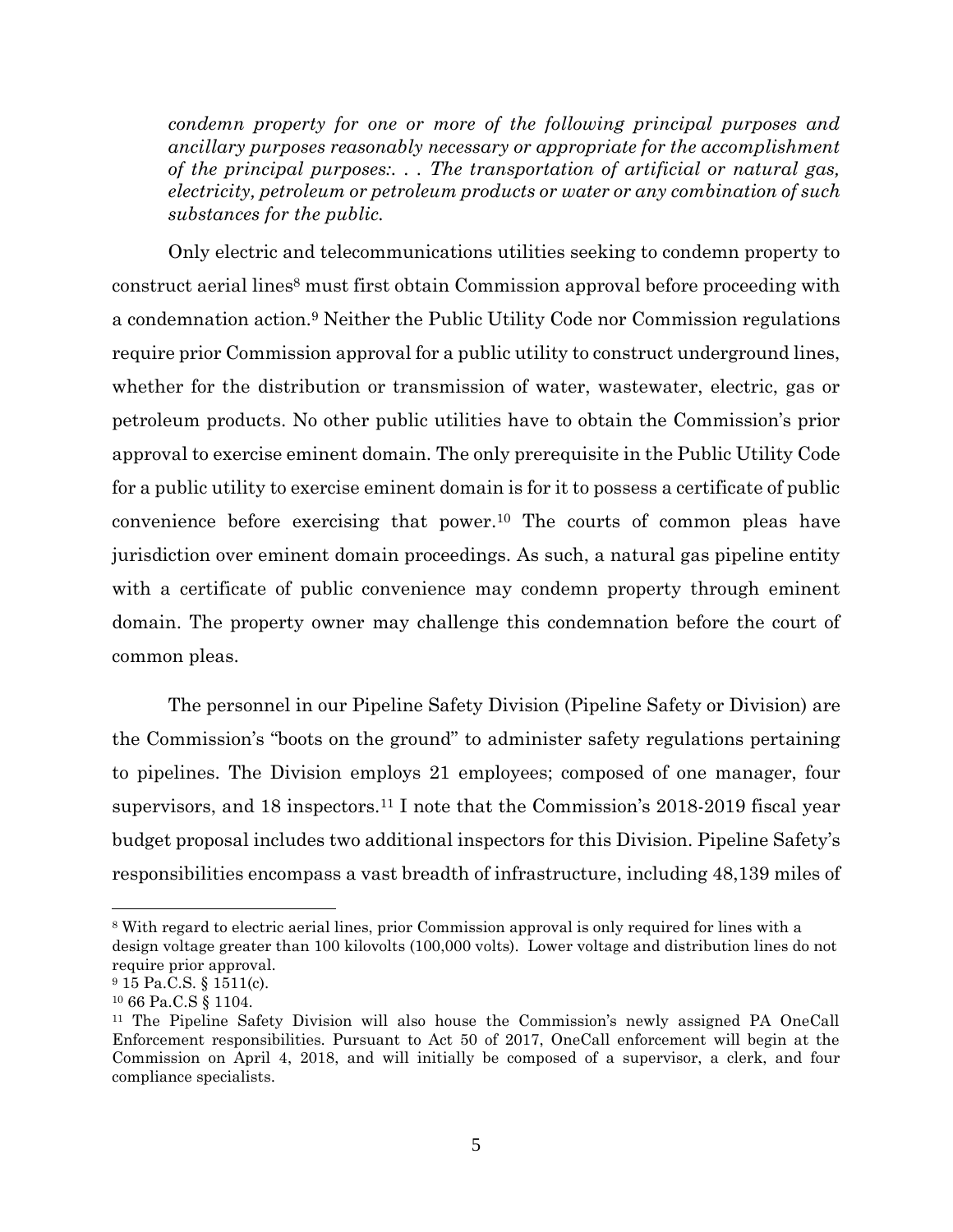*condemn property for one or more of the following principal purposes and ancillary purposes reasonably necessary or appropriate for the accomplishment of the principal purposes:. . . The transportation of artificial or natural gas, electricity, petroleum or petroleum products or water or any combination of such substances for the public.*

Only electric and telecommunications utilities seeking to condemn property to construct aerial lines[8] must first obtain Commission approval before proceeding with a condemnation action.[9] Neither the Public Utility Code nor Commission regulations require prior Commission approval for a public utility to construct underground lines, whether for the distribution or transmission of water, wastewater, electric, gas or petroleum products. No other public utilities have to obtain the Commission's prior approval to exercise eminent domain. The only prerequisite in the Public Utility Code for a public utility to exercise eminent domain is for it to possess a certificate of public convenience before exercising that power.[10] The courts of common pleas have jurisdiction over eminent domain proceedings. As such, a natural gas pipeline entity with a certificate of public convenience may condemn property through eminent domain. The property owner may challenge this condemnation before the court of common pleas.

The personnel in our Pipeline Safety Division (Pipeline Safety or Division) are the Commission's "boots on the ground" to administer safety regulations pertaining to pipelines. The Division employs 21 employees; composed of one manager, four supervisors, and 18 inspectors.[11] I note that the Commission's 2018-2019 fiscal year budget proposal includes two additional inspectors for this Division. Pipeline Safety's responsibilities encompass a vast breadth of infrastructure, including 48,139 miles of

---

[8] With regard to electric aerial lines, prior Commission approval is only required for lines with a design voltage greater than 100 kilovolts (100,000 volts). Lower voltage and distribution lines do not require prior approval.

[9] 15 Pa.C.S. § 1511(c).

[10] 66 Pa.C.S § 1104.

[11] The Pipeline Safety Division will also house the Commission's newly assigned PA OneCall Enforcement responsibilities. Pursuant to Act 50 of 2017, OneCall enforcement will begin at the Commission on April 4, 2018, and will initially be composed of a supervisor, a clerk, and four compliance specialists.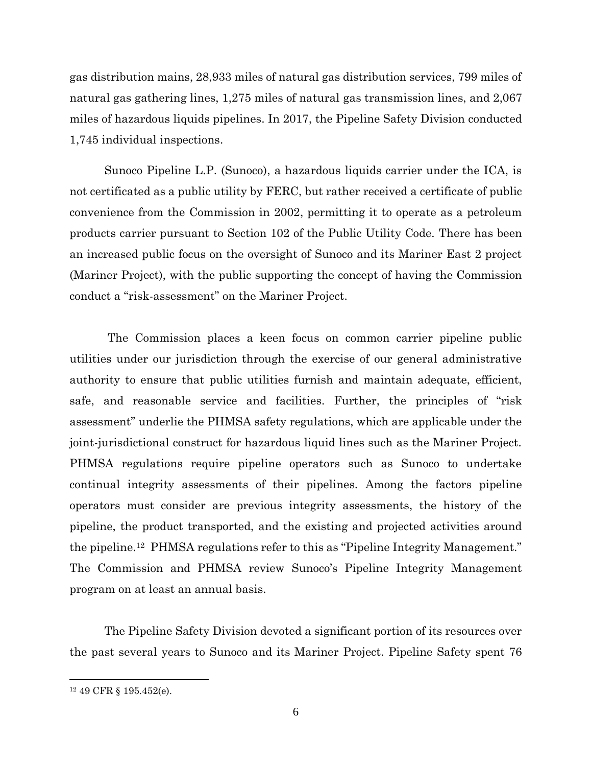gas distribution mains, 28,933 miles of natural gas distribution services, 799 miles of natural gas gathering lines, 1,275 miles of natural gas transmission lines, and 2,067 miles of hazardous liquids pipelines. In 2017, the Pipeline Safety Division conducted 1,745 individual inspections.

Sunoco Pipeline L.P. (Sunoco), a hazardous liquids carrier under the ICA, is not certificated as a public utility by FERC, but rather received a certificate of public convenience from the Commission in 2002, permitting it to operate as a petroleum products carrier pursuant to Section 102 of the Public Utility Code. There has been an increased public focus on the oversight of Sunoco and its Mariner East 2 project (Mariner Project), with the public supporting the concept of having the Commission conduct a "risk-assessment" on the Mariner Project.

The Commission places a keen focus on common carrier pipeline public utilities under our jurisdiction through the exercise of our general administrative authority to ensure that public utilities furnish and maintain adequate, efficient, safe, and reasonable service and facilities. Further, the principles of "risk assessment" underlie the PHMSA safety regulations, which are applicable under the joint-jurisdictional construct for hazardous liquid lines such as the Mariner Project. PHMSA regulations require pipeline operators such as Sunoco to undertake continual integrity assessments of their pipelines. Among the factors pipeline operators must consider are previous integrity assessments, the history of the pipeline, the product transported, and the existing and projected activities around the pipeline.[12] PHMSA regulations refer to this as "Pipeline Integrity Management." The Commission and PHMSA review Sunoco's Pipeline Integrity Management program on at least an annual basis.

The Pipeline Safety Division devoted a significant portion of its resources over the past several years to Sunoco and its Mariner Project. Pipeline Safety spent 76

---

[12] 49 CFR § 195.452(e).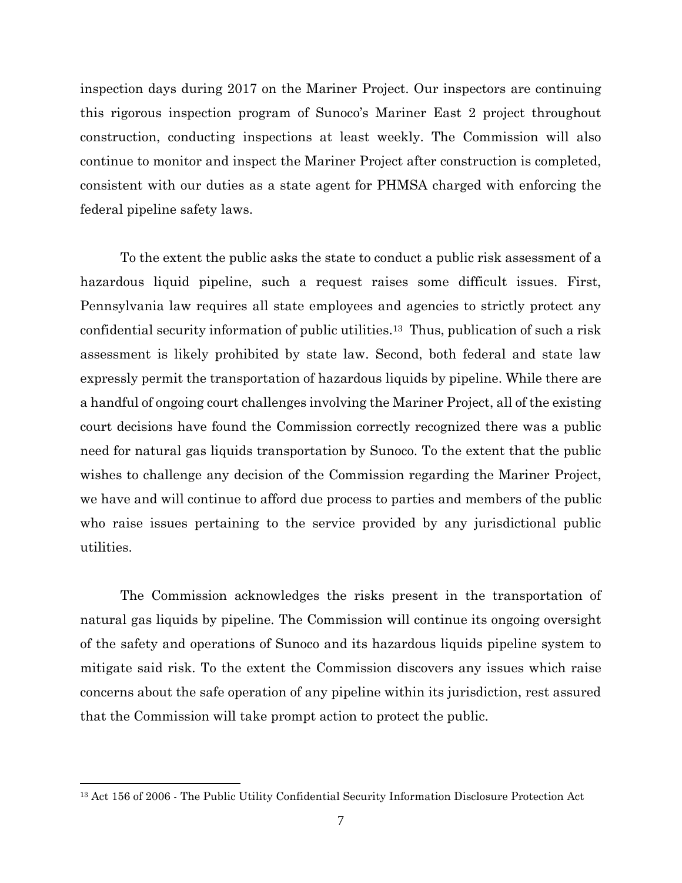inspection days during 2017 on the Mariner Project. Our inspectors are continuing this rigorous inspection program of Sunoco's Mariner East 2 project throughout construction, conducting inspections at least weekly. The Commission will also continue to monitor and inspect the Mariner Project after construction is completed, consistent with our duties as a state agent for PHMSA charged with enforcing the federal pipeline safety laws.

To the extent the public asks the state to conduct a public risk assessment of a hazardous liquid pipeline, such a request raises some difficult issues. First, Pennsylvania law requires all state employees and agencies to strictly protect any confidential security information of public utilities.[13] Thus, publication of such a risk assessment is likely prohibited by state law. Second, both federal and state law expressly permit the transportation of hazardous liquids by pipeline. While there are a handful of ongoing court challenges involving the Mariner Project, all of the existing court decisions have found the Commission correctly recognized there was a public need for natural gas liquids transportation by Sunoco. To the extent that the public wishes to challenge any decision of the Commission regarding the Mariner Project, we have and will continue to afford due process to parties and members of the public who raise issues pertaining to the service provided by any jurisdictional public utilities.

The Commission acknowledges the risks present in the transportation of natural gas liquids by pipeline. The Commission will continue its ongoing oversight of the safety and operations of Sunoco and its hazardous liquids pipeline system to mitigate said risk. To the extent the Commission discovers any issues which raise concerns about the safe operation of any pipeline within its jurisdiction, rest assured that the Commission will take prompt action to protect the public.

---

[13] Act 156 of 2006 - The Public Utility Confidential Security Information Disclosure Protection Act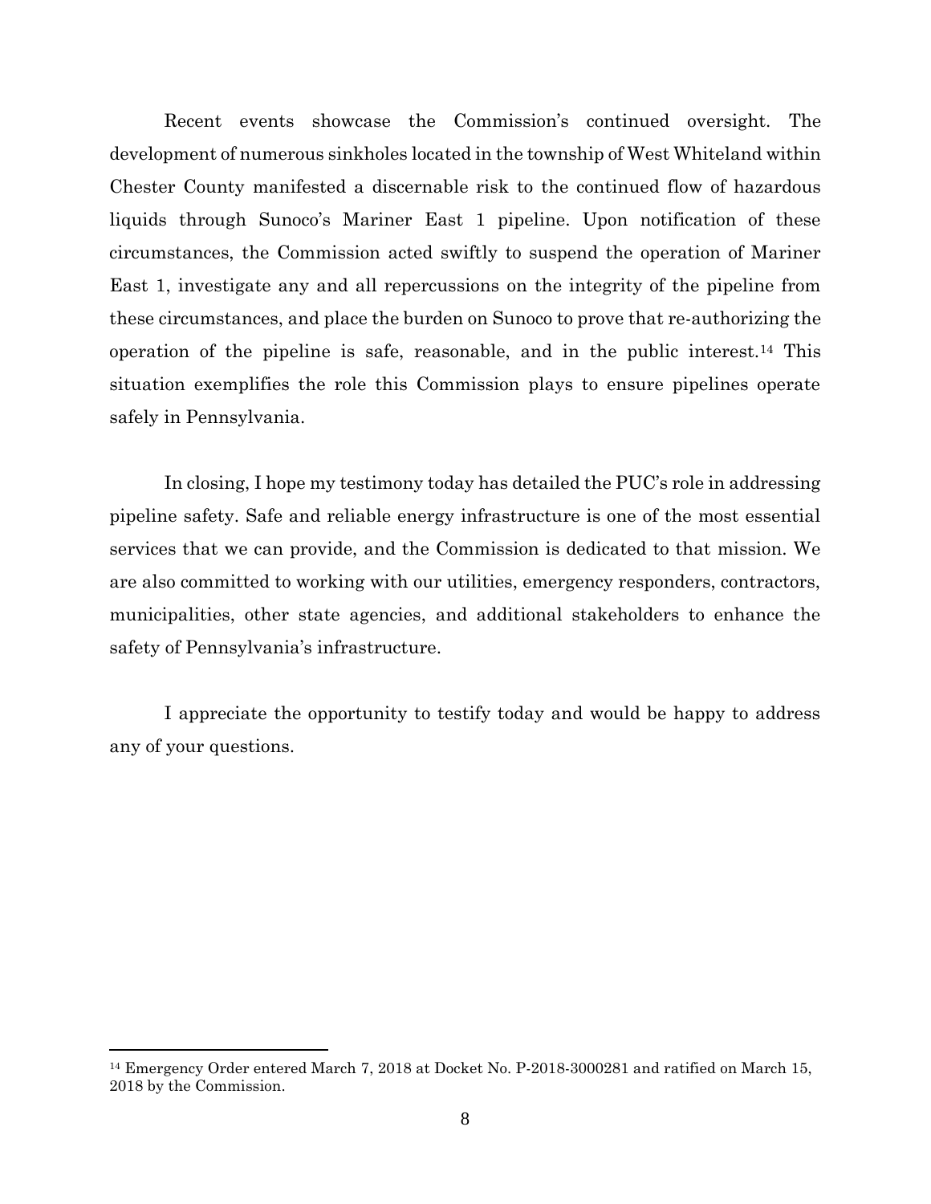Recent events showcase the Commission's continued oversight. The development of numerous sinkholes located in the township of West Whiteland within Chester County manifested a discernable risk to the continued flow of hazardous liquids through Sunoco's Mariner East 1 pipeline. Upon notification of these circumstances, the Commission acted swiftly to suspend the operation of Mariner East 1, investigate any and all repercussions on the integrity of the pipeline from these circumstances, and place the burden on Sunoco to prove that re-authorizing the operation of the pipeline is safe, reasonable, and in the public interest.[14] This situation exemplifies the role this Commission plays to ensure pipelines operate safely in Pennsylvania.

In closing, I hope my testimony today has detailed the PUC's role in addressing pipeline safety. Safe and reliable energy infrastructure is one of the most essential services that we can provide, and the Commission is dedicated to that mission. We are also committed to working with our utilities, emergency responders, contractors, municipalities, other state agencies, and additional stakeholders to enhance the safety of Pennsylvania's infrastructure.

I appreciate the opportunity to testify today and would be happy to address any of your questions.

---

[14] Emergency Order entered March 7, 2018 at Docket No. P-2018-3000281 and ratified on March 15, 2018 by the Commission.